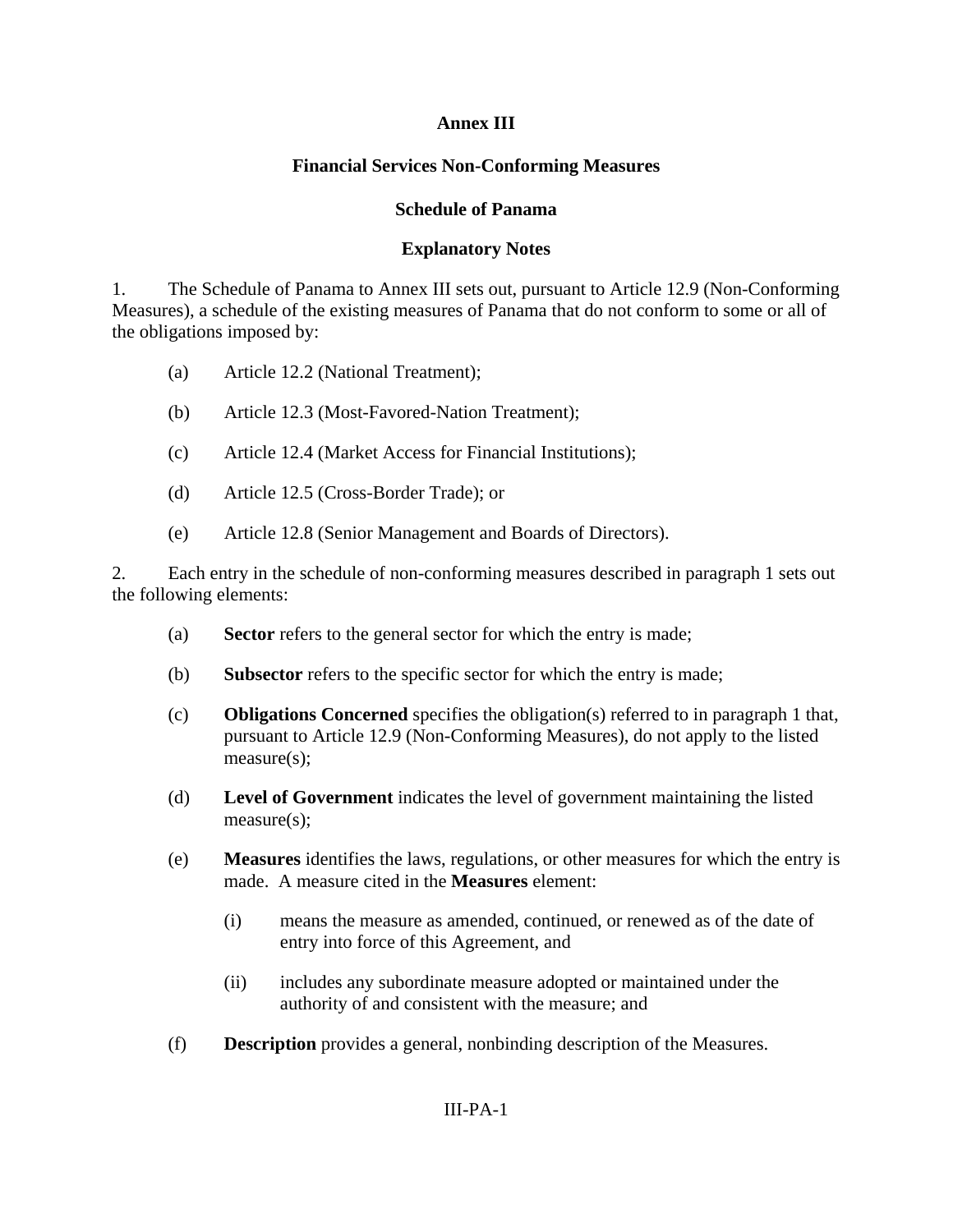# Annex III

## Financial Services Non-Conforming Measures

## Schedule of Panama

### Explanatory Notes

1. The Schedule of Panama to Annex III sets out, pursuant to Article 12.9 (Non-Conforming Measures), a schedule of the existing measures of Panama that do not conform to some or all of the obligations imposed by:

   (a) Article 12.2 (National Treatment);

   (b) Article 12.3 (Most-Favored-Nation Treatment);

   (c) Article 12.4 (Market Access for Financial Institutions);

   (d) Article 12.5 (Cross-Border Trade); or

   (e) Article 12.8 (Senior Management and Boards of Directors).

2. Each entry in the schedule of non-conforming measures described in paragraph 1 sets out the following elements:

   (a) **Sector** refers to the general sector for which the entry is made;

   (b) **Subsector** refers to the specific sector for which the entry is made;

   (c) **Obligations Concerned** specifies the obligation(s) referred to in paragraph 1 that, pursuant to Article 12.9 (Non-Conforming Measures), do not apply to the listed measure(s);

   (d) **Level of Government** indicates the level of government maintaining the listed measure(s);

   (e) **Measures** identifies the laws, regulations, or other measures for which the entry is made. A measure cited in the **Measures** element:

      (i) means the measure as amended, continued, or renewed as of the date of entry into force of this Agreement, and

      (ii) includes any subordinate measure adopted or maintained under the authority of and consistent with the measure; and

   (f) **Description** provides a general, nonbinding description of the Measures.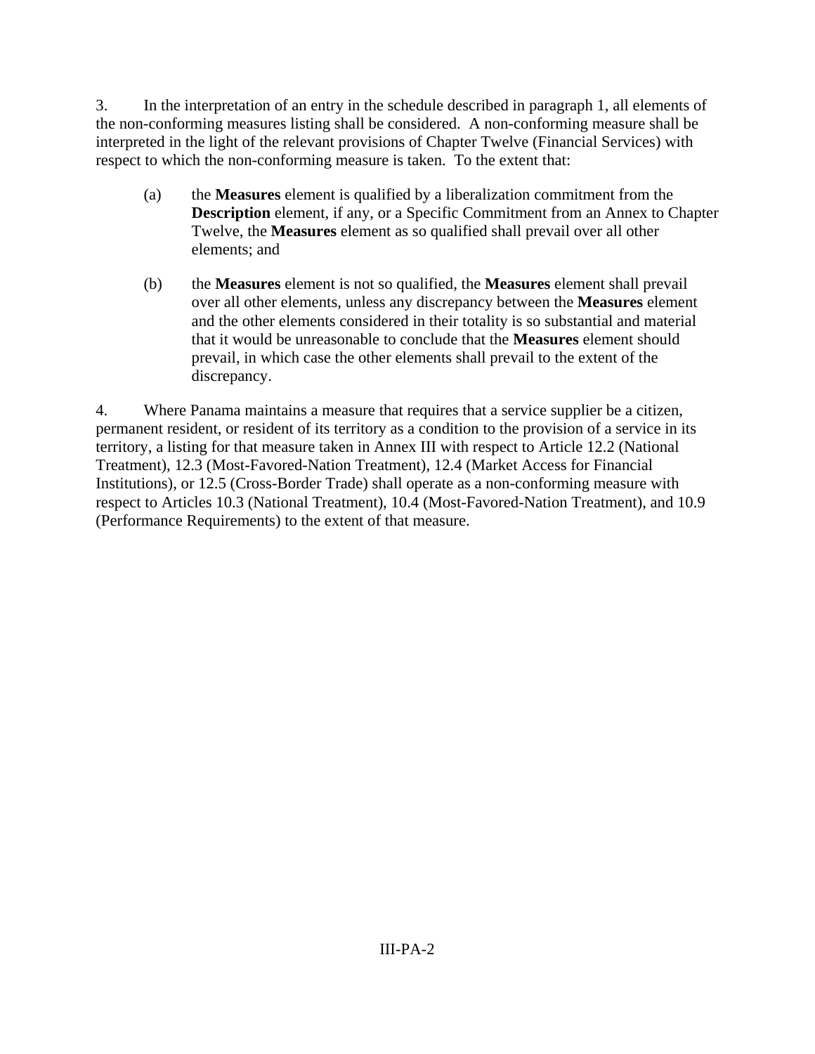3. In the interpretation of an entry in the schedule described in paragraph 1, all elements of the non-conforming measures listing shall be considered. A non-conforming measure shall be interpreted in the light of the relevant provisions of Chapter Twelve (Financial Services) with respect to which the non-conforming measure is taken. To the extent that:

(a) the **Measures** element is qualified by a liberalization commitment from the **Description** element, if any, or a Specific Commitment from an Annex to Chapter Twelve, the **Measures** element as so qualified shall prevail over all other elements; and

(b) the **Measures** element is not so qualified, the **Measures** element shall prevail over all other elements, unless any discrepancy between the **Measures** element and the other elements considered in their totality is so substantial and material that it would be unreasonable to conclude that the **Measures** element should prevail, in which case the other elements shall prevail to the extent of the discrepancy.

4. Where Panama maintains a measure that requires that a service supplier be a citizen, permanent resident, or resident of its territory as a condition to the provision of a service in its territory, a listing for that measure taken in Annex III with respect to Article 12.2 (National Treatment), 12.3 (Most-Favored-Nation Treatment), 12.4 (Market Access for Financial Institutions), or 12.5 (Cross-Border Trade) shall operate as a non-conforming measure with respect to Articles 10.3 (National Treatment), 10.4 (Most-Favored-Nation Treatment), and 10.9 (Performance Requirements) to the extent of that measure.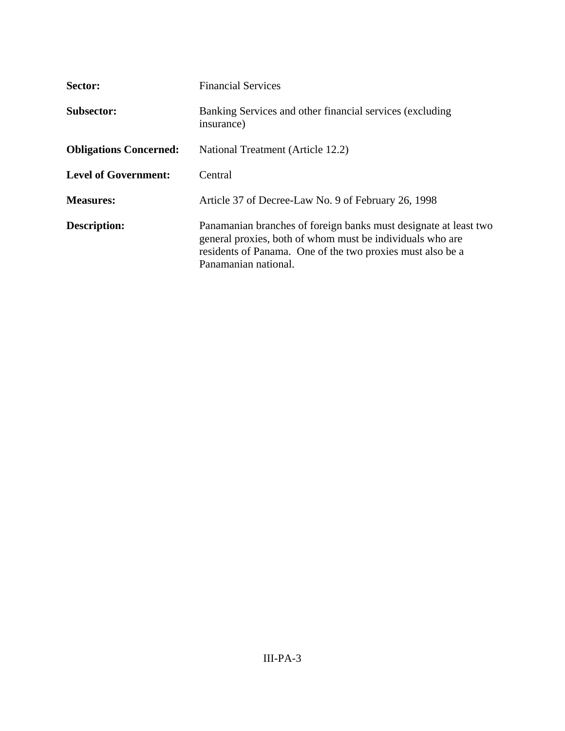| | |
|---|---|
| **Sector:** | Financial Services |
| **Subsector:** | Banking Services and other financial services (excluding insurance) |
| **Obligations Concerned:** | National Treatment (Article 12.2) |
| **Level of Government:** | Central |
| **Measures:** | Article 37 of Decree-Law No. 9 of February 26, 1998 |
| **Description:** | Panamanian branches of foreign banks must designate at least two general proxies, both of whom must be individuals who are residents of Panama. One of the two proxies must also be a Panamanian national. |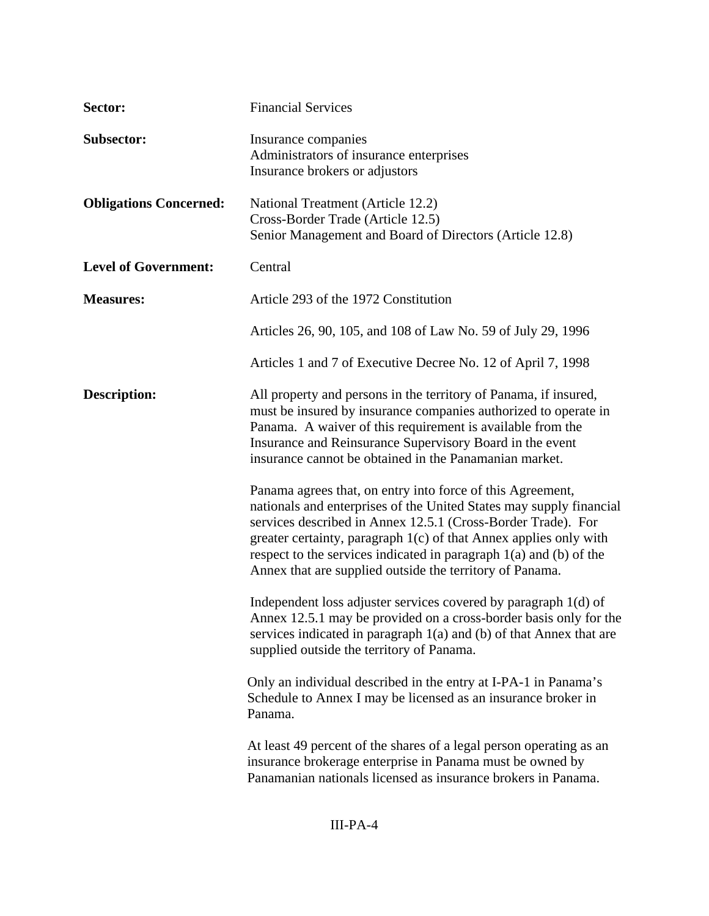**Sector:** Financial Services

**Subsector:** Insurance companies
Administrators of insurance enterprises
Insurance brokers or adjustors

**Obligations Concerned:** National Treatment (Article 12.2)
Cross-Border Trade (Article 12.5)
Senior Management and Board of Directors (Article 12.8)

**Level of Government:** Central

**Measures:** Article 293 of the 1972 Constitution

Articles 26, 90, 105, and 108 of Law No. 59 of July 29, 1996

Articles 1 and 7 of Executive Decree No. 12 of April 7, 1998

**Description:** All property and persons in the territory of Panama, if insured, must be insured by insurance companies authorized to operate in Panama. A waiver of this requirement is available from the Insurance and Reinsurance Supervisory Board in the event insurance cannot be obtained in the Panamanian market.

Panama agrees that, on entry into force of this Agreement, nationals and enterprises of the United States may supply financial services described in Annex 12.5.1 (Cross-Border Trade). For greater certainty, paragraph 1(c) of that Annex applies only with respect to the services indicated in paragraph 1(a) and (b) of the Annex that are supplied outside the territory of Panama.

Independent loss adjuster services covered by paragraph 1(d) of Annex 12.5.1 may be provided on a cross-border basis only for the services indicated in paragraph 1(a) and (b) of that Annex that are supplied outside the territory of Panama.

Only an individual described in the entry at I-PA-1 in Panama's Schedule to Annex I may be licensed as an insurance broker in Panama.

At least 49 percent of the shares of a legal person operating as an insurance brokerage enterprise in Panama must be owned by Panamanian nationals licensed as insurance brokers in Panama.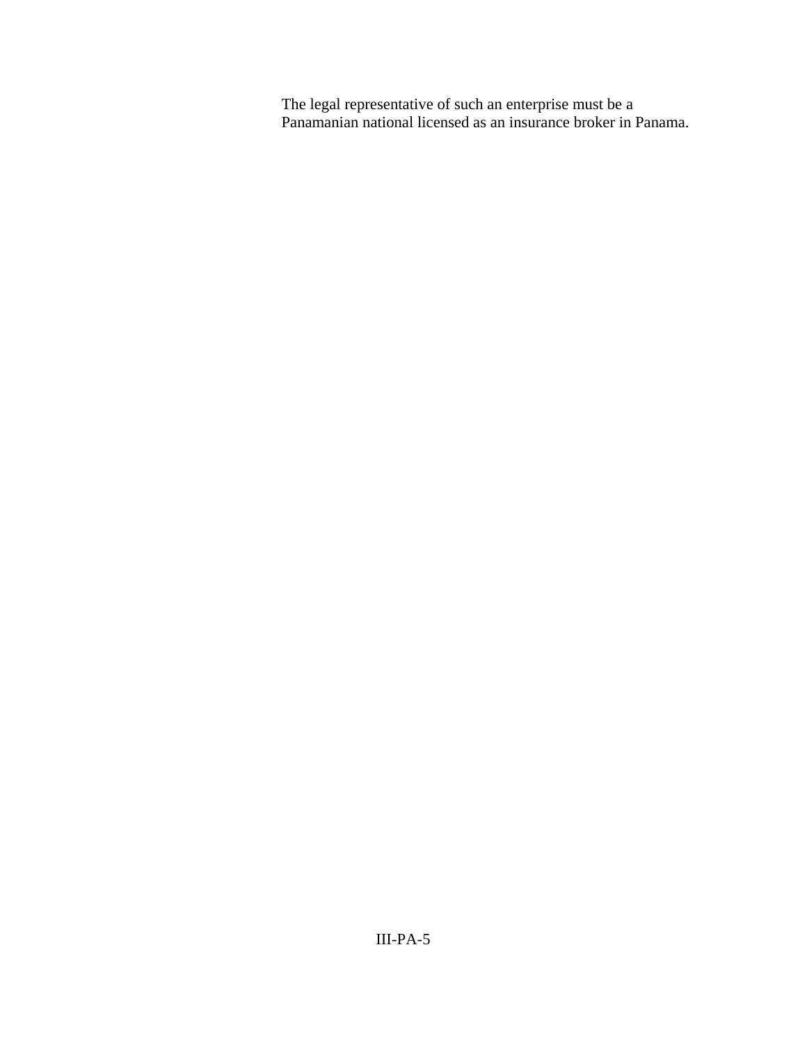The legal representative of such an enterprise must be a Panamanian national licensed as an insurance broker in Panama.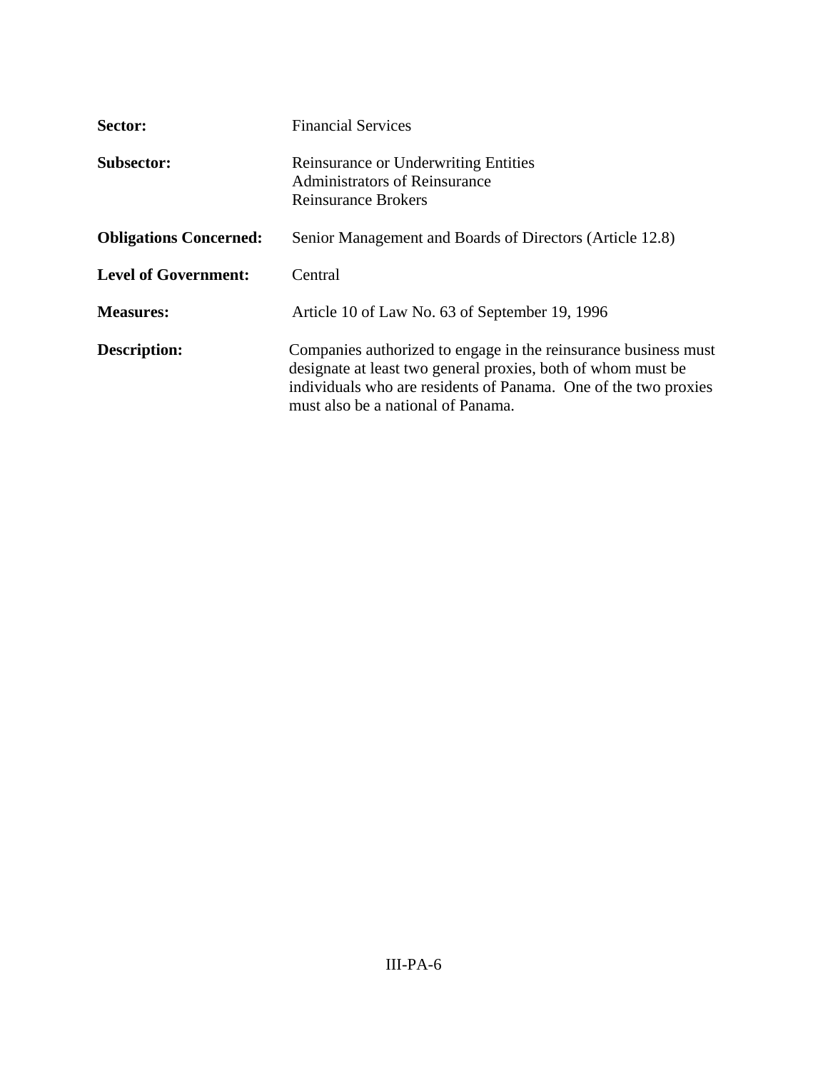**Sector:** Financial Services

**Subsector:** Reinsurance or Underwriting Entities
Administrators of Reinsurance
Reinsurance Brokers

**Obligations Concerned:** Senior Management and Boards of Directors (Article 12.8)

**Level of Government:** Central

**Measures:** Article 10 of Law No. 63 of September 19, 1996

**Description:** Companies authorized to engage in the reinsurance business must designate at least two general proxies, both of whom must be individuals who are residents of Panama. One of the two proxies must also be a national of Panama.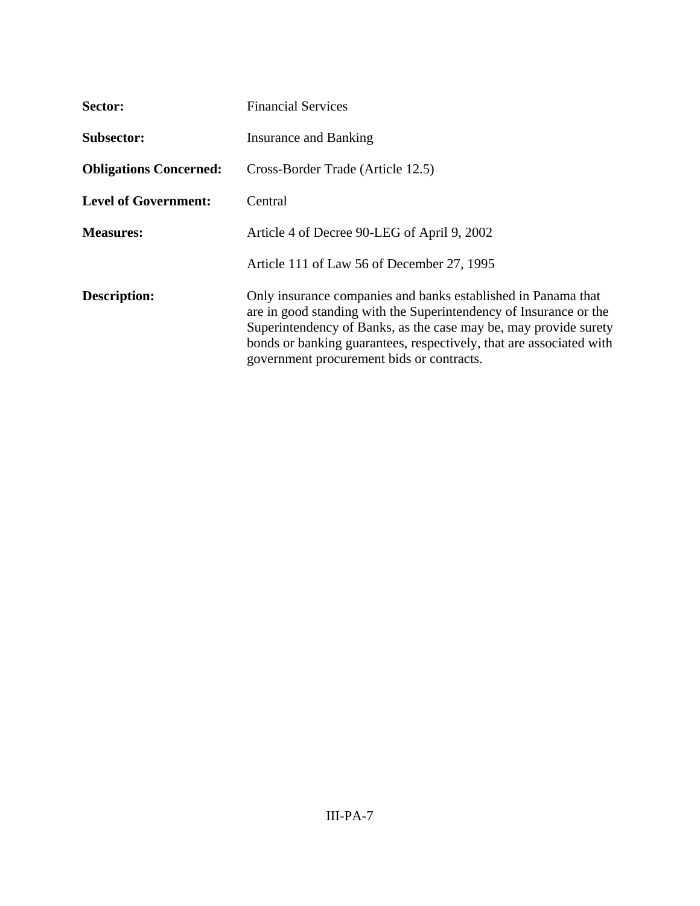| | |
|---|---|
| **Sector:** | Financial Services |
| **Subsector:** | Insurance and Banking |
| **Obligations Concerned:** | Cross-Border Trade (Article 12.5) |
| **Level of Government:** | Central |
| **Measures:** | Article 4 of Decree 90-LEG of April 9, 2002<br><br>Article 111 of Law 56 of December 27, 1995 |
| **Description:** | Only insurance companies and banks established in Panama that are in good standing with the Superintendency of Insurance or the Superintendency of Banks, as the case may be, may provide surety bonds or banking guarantees, respectively, that are associated with government procurement bids or contracts. |